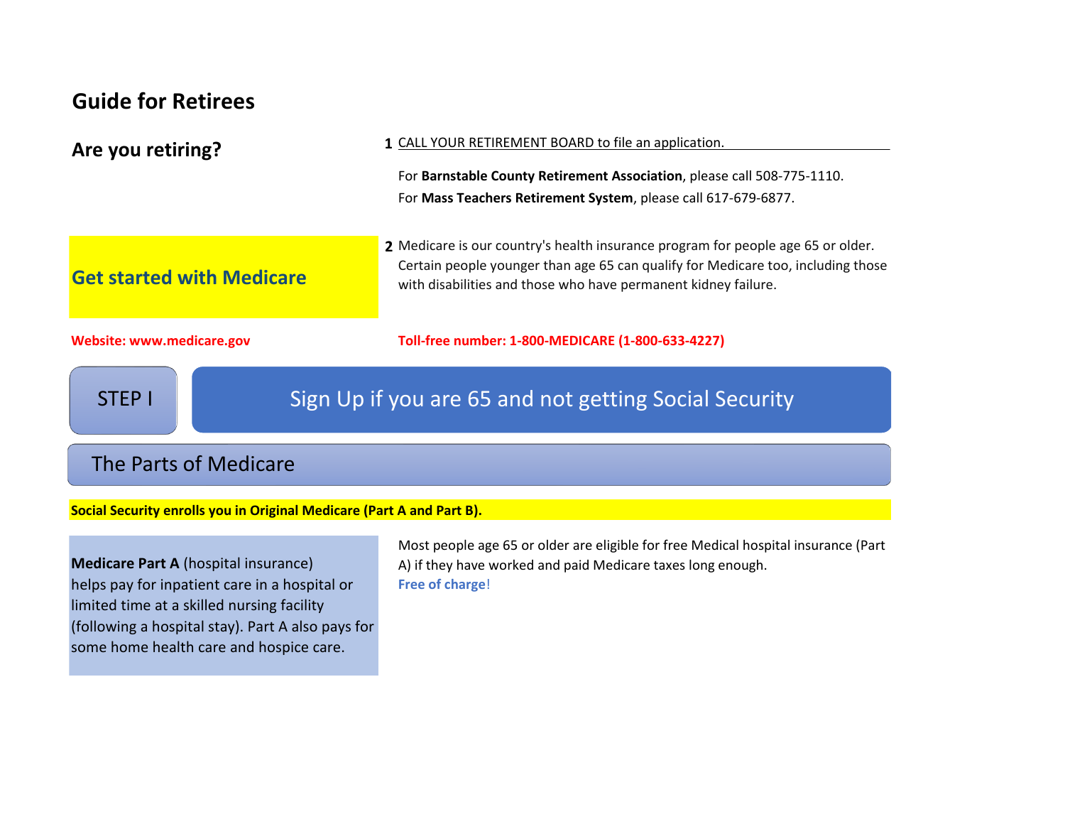# Guide for Retirees

## Are you retiring?

1 CALL YOUR RETIREMENT BOARD to file an application.

For **Barnstable County Retirement Association**, please call 508-775-1110.
For **Mass Teachers Retirement System**, please call 617-679-6877.

## Get started with Medicare

2 Medicare is our country's health insurance program for people age 65 or older. Certain people younger than age 65 can qualify for Medicare too, including those with disabilities and those who have permanent kidney failure.

**Website: www.medicare.gov**

**Toll-free number: 1-800-MEDICARE (1-800-633-4227)**

## STEP I — Sign Up if you are 65 and not getting Social Security

### The Parts of Medicare

**Social Security enrolls you in Original Medicare (Part A and Part B).**

**Medicare Part A** (hospital insurance) helps pay for inpatient care in a hospital or limited time at a skilled nursing facility (following a hospital stay). Part A also pays for some home health care and hospice care.

Most people age 65 or older are eligible for free Medical hospital insurance (Part A) if they have worked and paid Medicare taxes long enough.
**Free of charge**!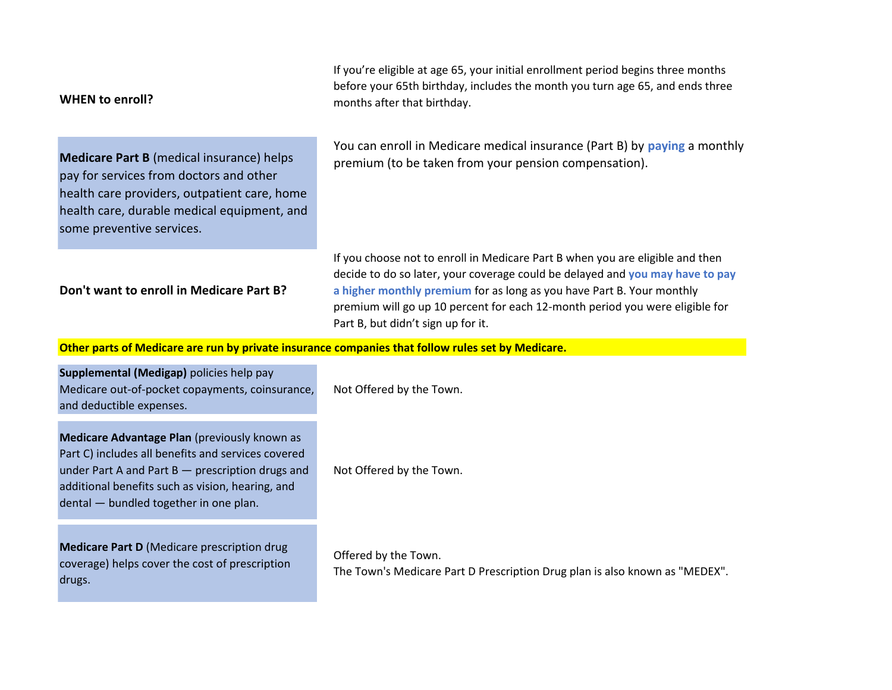| | |
|---|---|
| **WHEN to enroll?** | If you're eligible at age 65, your initial enrollment period begins three months before your 65th birthday, includes the month you turn age 65, and ends three months after that birthday. |
| **Medicare Part B** (medical insurance) helps pay for services from doctors and other health care providers, outpatient care, home health care, durable medical equipment, and some preventive services. | You can enroll in Medicare medical insurance (Part B) by **paying** a monthly premium (to be taken from your pension compensation). |
| **Don't want to enroll in Medicare Part B?** | If you choose not to enroll in Medicare Part B when you are eligible and then decide to do so later, your coverage could be delayed and **you may have to pay a higher monthly premium** for as long as you have Part B. Your monthly premium will go up 10 percent for each 12-month period you were eligible for Part B, but didn't sign up for it. |

**Other parts of Medicare are run by private insurance companies that follow rules set by Medicare.**

| | |
|---|---|
| **Supplemental (Medigap)** policies help pay Medicare out-of-pocket copayments, coinsurance, and deductible expenses. | Not Offered by the Town. |
| **Medicare Advantage Plan** (previously known as Part C) includes all benefits and services covered under Part A and Part B — prescription drugs and additional benefits such as vision, hearing, and dental — bundled together in one plan. | Not Offered by the Town. |
| **Medicare Part D** (Medicare prescription drug coverage) helps cover the cost of prescription drugs. | Offered by the Town.<br>The Town's Medicare Part D Prescription Drug plan is also known as "MEDEX". |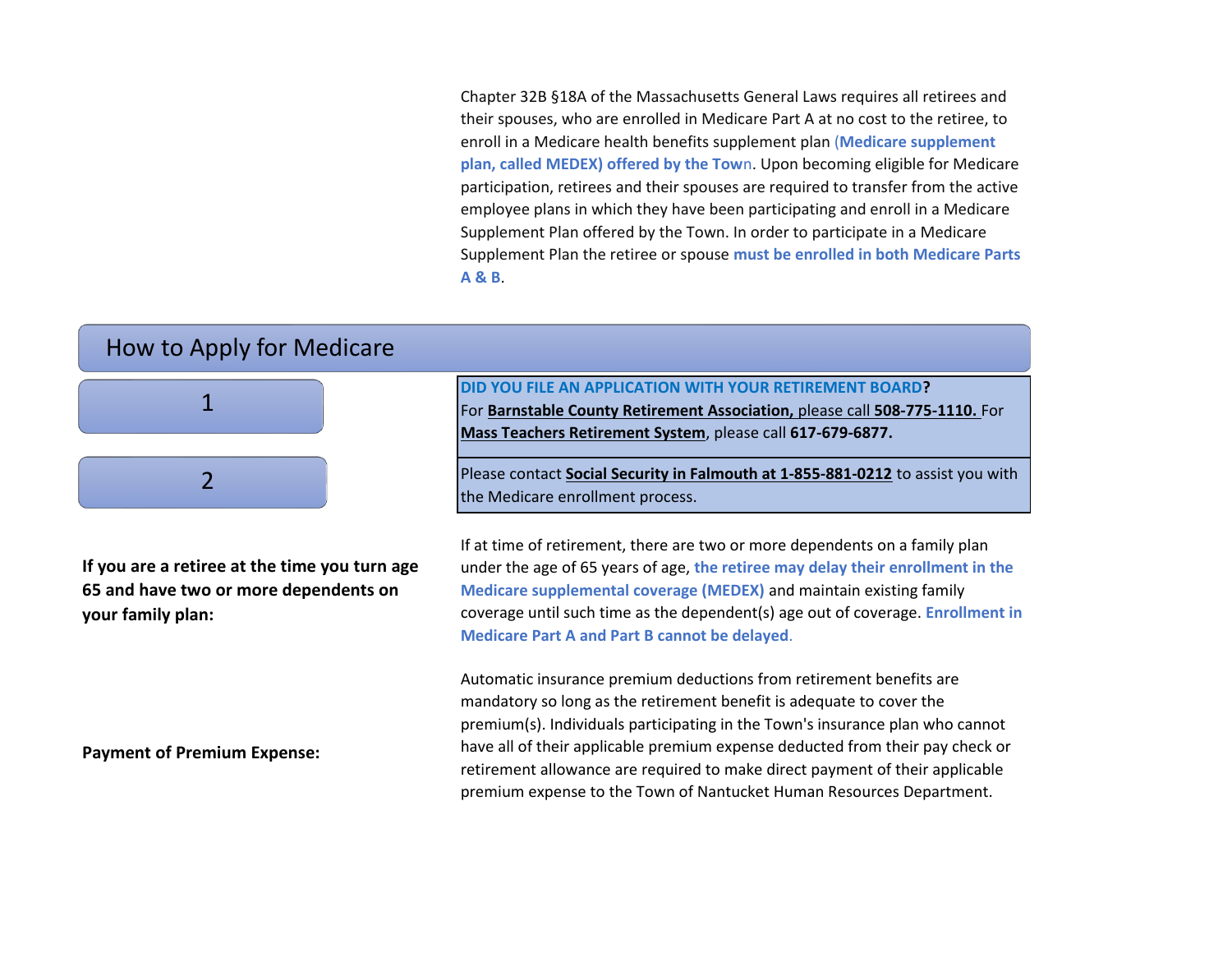Chapter 32B §18A of the Massachusetts General Laws requires all retirees and their spouses, who are enrolled in Medicare Part A at no cost to the retiree, to enroll in a Medicare health benefits supplement plan **(Medicare supplement plan, called MEDEX) offered by the Town**. Upon becoming eligible for Medicare participation, retirees and their spouses are required to transfer from the active employee plans in which they have been participating and enroll in a Medicare Supplement Plan offered by the Town. In order to participate in a Medicare Supplement Plan the retiree or spouse **must be enrolled in both Medicare Parts A & B**.

## How to Apply for Medicare

| Step | |
|---|---|
| 1 | **DID YOU FILE AN APPLICATION WITH YOUR RETIREMENT BOARD?** For **Barnstable County Retirement Association,** please call **508-775-1110.** For **Mass Teachers Retirement System**, please call **617-679-6877.** |
| 2 | Please contact **Social Security in Falmouth at 1-855-881-0212** to assist you with the Medicare enrollment process. |

**If you are a retiree at the time you turn age 65 and have two or more dependents on your family plan:**

If at time of retirement, there are two or more dependents on a family plan under the age of 65 years of age, **the retiree may delay their enrollment in the Medicare supplemental coverage (MEDEX)** and maintain existing family coverage until such time as the dependent(s) age out of coverage. **Enrollment in Medicare Part A and Part B cannot be delayed**.

**Payment of Premium Expense:**

Automatic insurance premium deductions from retirement benefits are mandatory so long as the retirement benefit is adequate to cover the premium(s). Individuals participating in the Town's insurance plan who cannot have all of their applicable premium expense deducted from their pay check or retirement allowance are required to make direct payment of their applicable premium expense to the Town of Nantucket Human Resources Department.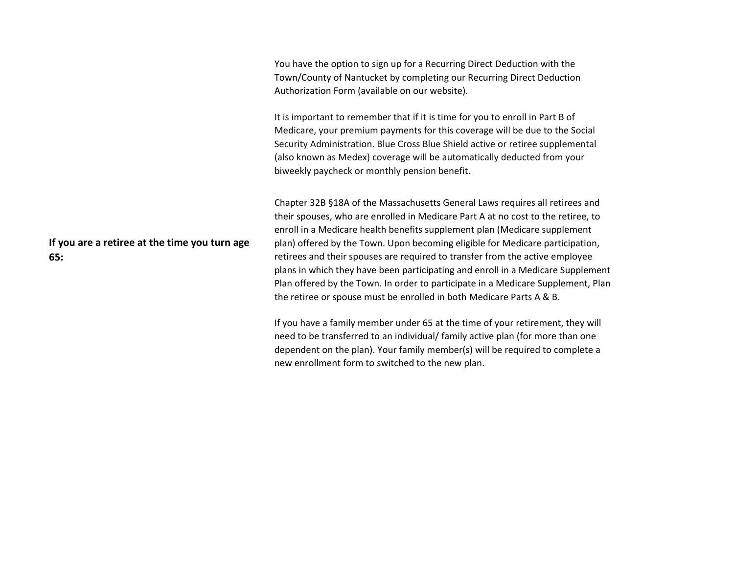You have the option to sign up for a Recurring Direct Deduction with the Town/County of Nantucket by completing our Recurring Direct Deduction Authorization Form (available on our website).

It is important to remember that if it is time for you to enroll in Part B of Medicare, your premium payments for this coverage will be due to the Social Security Administration. Blue Cross Blue Shield active or retiree supplemental (also known as Medex) coverage will be automatically deducted from your biweekly paycheck or monthly pension benefit.

**If you are a retiree at the time you turn age 65:**

Chapter 32B §18A of the Massachusetts General Laws requires all retirees and their spouses, who are enrolled in Medicare Part A at no cost to the retiree, to enroll in a Medicare health benefits supplement plan (Medicare supplement plan) offered by the Town. Upon becoming eligible for Medicare participation, retirees and their spouses are required to transfer from the active employee plans in which they have been participating and enroll in a Medicare Supplement Plan offered by the Town. In order to participate in a Medicare Supplement, Plan the retiree or spouse must be enrolled in both Medicare Parts A & B.

If you have a family member under 65 at the time of your retirement, they will need to be transferred to an individual/ family active plan (for more than one dependent on the plan). Your family member(s) will be required to complete a new enrollment form to switched to the new plan.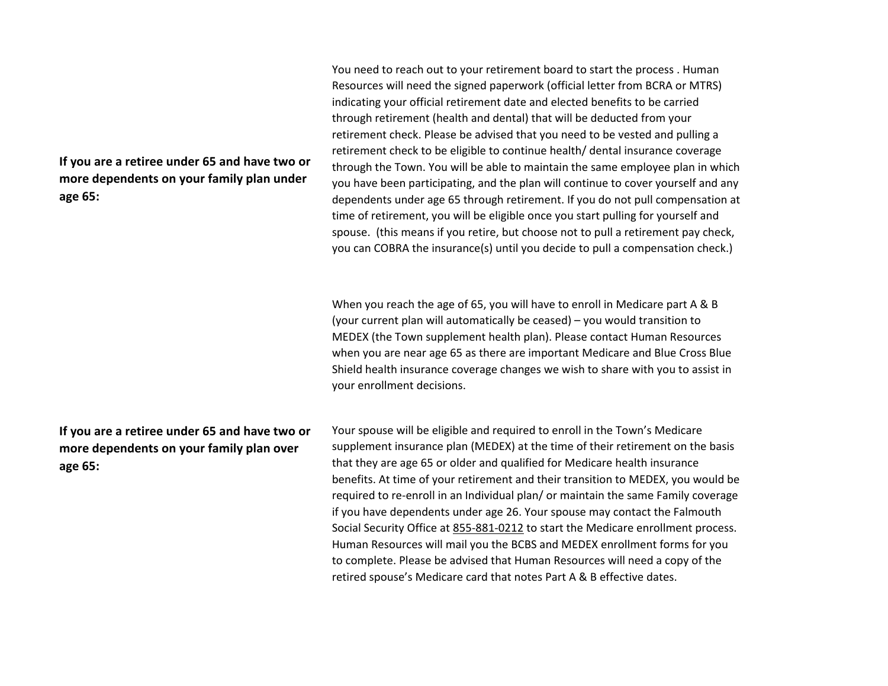**If you are a retiree under 65 and have two or more dependents on your family plan under age 65:**

You need to reach out to your retirement board to start the process . Human Resources will need the signed paperwork (official letter from BCRA or MTRS) indicating your official retirement date and elected benefits to be carried through retirement (health and dental) that will be deducted from your retirement check. Please be advised that you need to be vested and pulling a retirement check to be eligible to continue health/ dental insurance coverage through the Town. You will be able to maintain the same employee plan in which you have been participating, and the plan will continue to cover yourself and any dependents under age 65 through retirement. If you do not pull compensation at time of retirement, you will be eligible once you start pulling for yourself and spouse. (this means if you retire, but choose not to pull a retirement pay check, you can COBRA the insurance(s) until you decide to pull a compensation check.)

When you reach the age of 65, you will have to enroll in Medicare part A & B (your current plan will automatically be ceased) – you would transition to MEDEX (the Town supplement health plan). Please contact Human Resources when you are near age 65 as there are important Medicare and Blue Cross Blue Shield health insurance coverage changes we wish to share with you to assist in your enrollment decisions.

**If you are a retiree under 65 and have two or more dependents on your family plan over age 65:**

Your spouse will be eligible and required to enroll in the Town's Medicare supplement insurance plan (MEDEX) at the time of their retirement on the basis that they are age 65 or older and qualified for Medicare health insurance benefits. At time of your retirement and their transition to MEDEX, you would be required to re-enroll in an Individual plan/ or maintain the same Family coverage if you have dependents under age 26. Your spouse may contact the Falmouth Social Security Office at 855-881-0212 to start the Medicare enrollment process. Human Resources will mail you the BCBS and MEDEX enrollment forms for you to complete. Please be advised that Human Resources will need a copy of the retired spouse's Medicare card that notes Part A & B effective dates.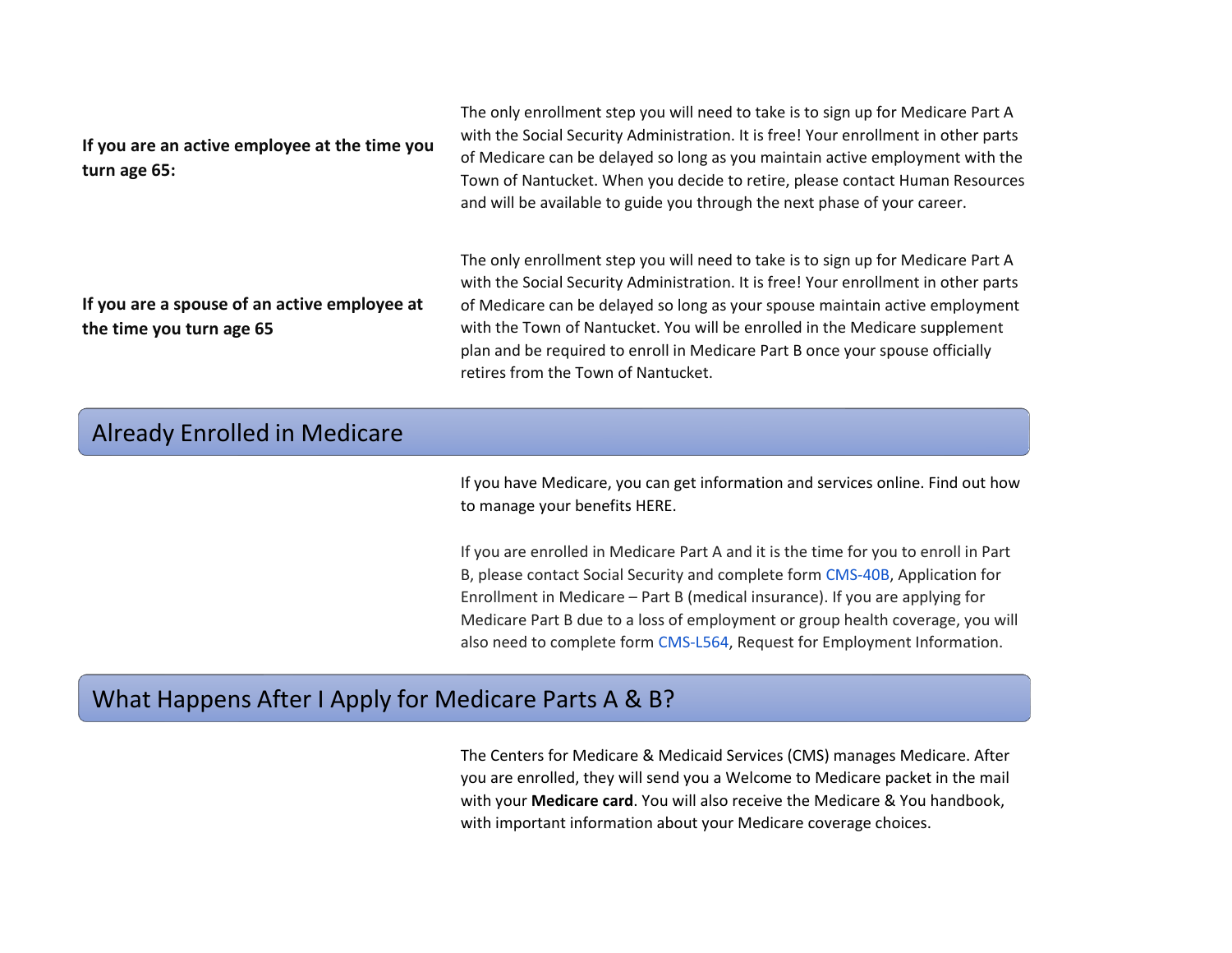**If you are an active employee at the time you turn age 65:**

The only enrollment step you will need to take is to sign up for Medicare Part A with the Social Security Administration. It is free! Your enrollment in other parts of Medicare can be delayed so long as you maintain active employment with the Town of Nantucket. When you decide to retire, please contact Human Resources and will be available to guide you through the next phase of your career.

**If you are a spouse of an active employee at the time you turn age 65**

The only enrollment step you will need to take is to sign up for Medicare Part A with the Social Security Administration. It is free! Your enrollment in other parts of Medicare can be delayed so long as your spouse maintain active employment with the Town of Nantucket. You will be enrolled in the Medicare supplement plan and be required to enroll in Medicare Part B once your spouse officially retires from the Town of Nantucket.

## Already Enrolled in Medicare

If you have Medicare, you can get information and services online. Find out how to manage your benefits HERE.

If you are enrolled in Medicare Part A and it is the time for you to enroll in Part B, please contact Social Security and complete form CMS-40B, Application for Enrollment in Medicare – Part B (medical insurance). If you are applying for Medicare Part B due to a loss of employment or group health coverage, you will also need to complete form CMS-L564, Request for Employment Information.

## What Happens After I Apply for Medicare Parts A & B?

The Centers for Medicare & Medicaid Services (CMS) manages Medicare. After you are enrolled, they will send you a Welcome to Medicare packet in the mail with your **Medicare card**. You will also receive the Medicare & You handbook, with important information about your Medicare coverage choices.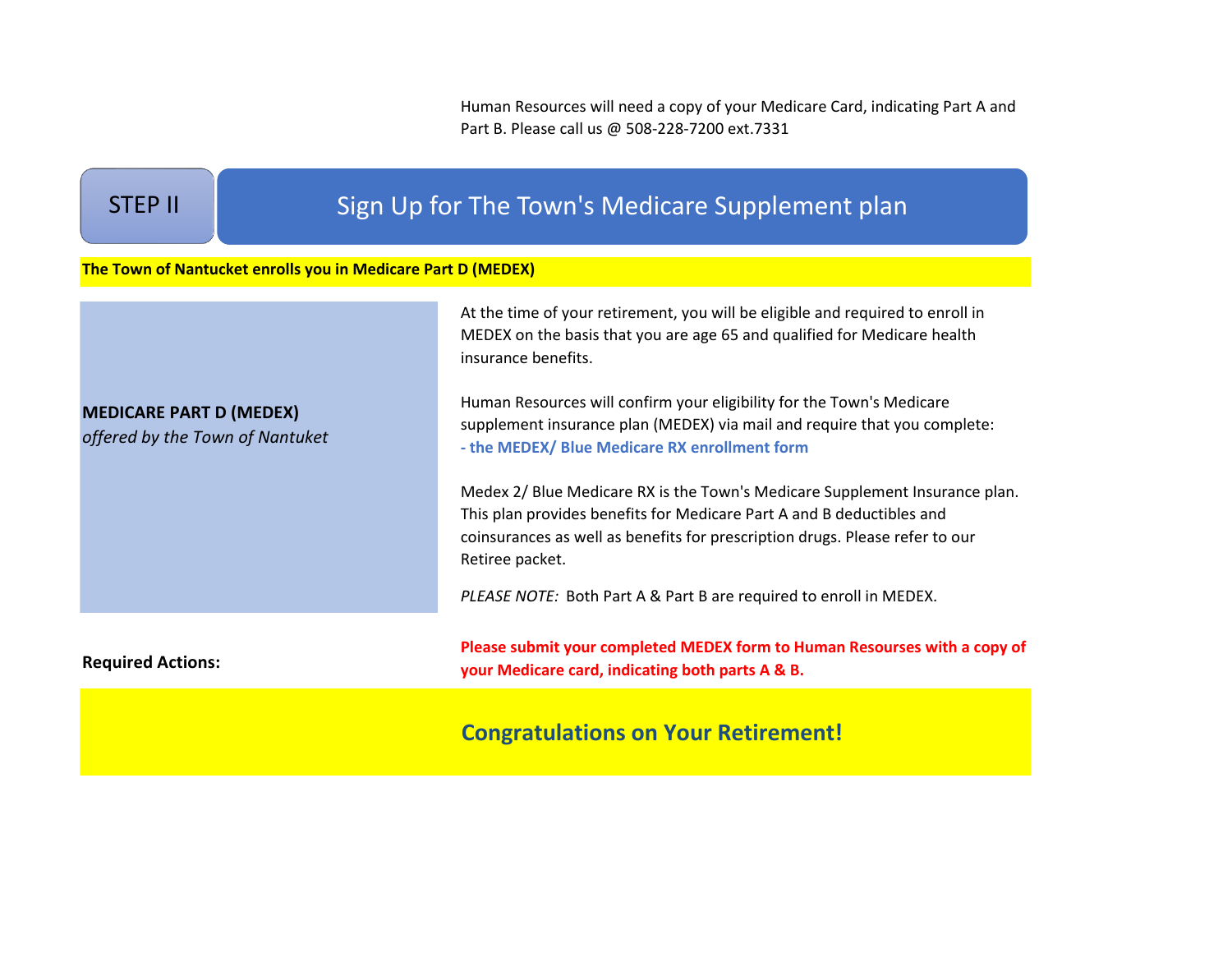Human Resources will need a copy of your Medicare Card, indicating Part A and Part B. Please call us @ 508-228-7200 ext.7331

## STEP II — Sign Up for The Town's Medicare Supplement plan

**The Town of Nantucket enrolls you in Medicare Part D (MEDEX)**

**MEDICARE PART D (MEDEX)**
*offered by the Town of Nantuket*

At the time of your retirement, you will be eligible and required to enroll in MEDEX on the basis that you are age 65 and qualified for Medicare health insurance benefits.

Human Resources will confirm your eligibility for the Town's Medicare supplement insurance plan (MEDEX) via mail and require that you complete:
**- the MEDEX/ Blue Medicare RX enrollment form**

Medex 2/ Blue Medicare RX is the Town's Medicare Supplement Insurance plan. This plan provides benefits for Medicare Part A and B deductibles and coinsurances as well as benefits for prescription drugs. Please refer to our Retiree packet.

*PLEASE NOTE:* Both Part A & Part B are required to enroll in MEDEX.

**Required Actions:**

**Please submit your completed MEDEX form to Human Resourses with a copy of your Medicare card, indicating both parts A & B.**

**Congratulations on Your Retirement!**